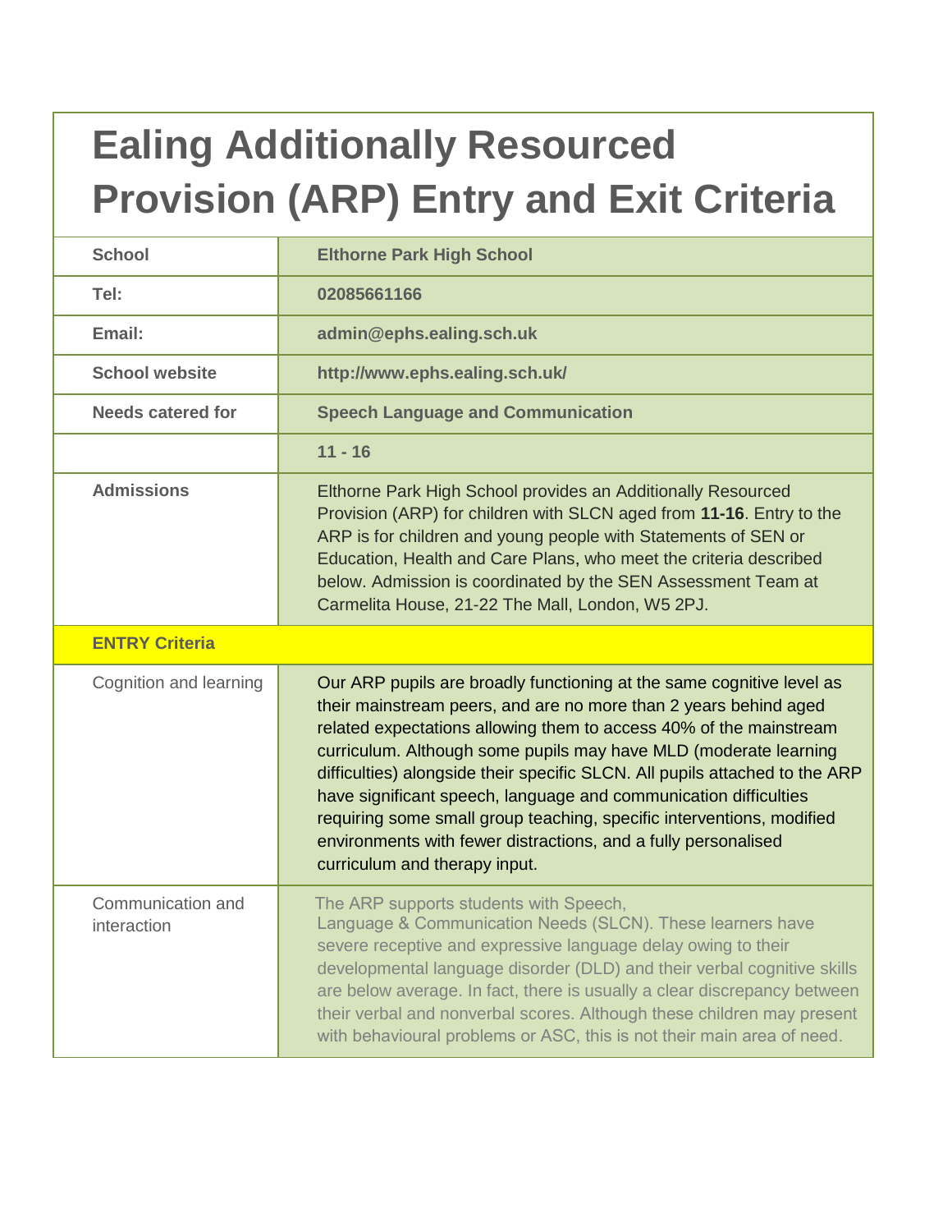# Ealing Additionally Resourced Provision (ARP) Entry and Exit Criteria

| | |
|---|---|
| **School** | **Elthorne Park High School** |
| **Tel:** | **02085661166** |
| **Email:** | **admin@ephs.ealing.sch.uk** |
| **School website** | **http://www.ephs.ealing.sch.uk/** |
| **Needs catered for** | **Speech Language and Communication** |
| | **11 - 16** |
| **Admissions** | Elthorne Park High School provides an Additionally Resourced Provision (ARP) for children with SLCN aged from **11-16**. Entry to the ARP is for children and young people with Statements of SEN or Education, Health and Care Plans, who meet the criteria described below. Admission is coordinated by the SEN Assessment Team at Carmelita House, 21-22 The Mall, London, W5 2PJ. |
| **ENTRY Criteria** | |
| Cognition and learning | Our ARP pupils are broadly functioning at the same cognitive level as their mainstream peers, and are no more than 2 years behind aged related expectations allowing them to access 40% of the mainstream curriculum. Although some pupils may have MLD (moderate learning difficulties) alongside their specific SLCN. All pupils attached to the ARP have significant speech, language and communication difficulties requiring some small group teaching, specific interventions, modified environments with fewer distractions, and a fully personalised curriculum and therapy input. |
| Communication and interaction | The ARP supports students with Speech, Language & Communication Needs (SLCN). These learners have severe receptive and expressive language delay owing to their developmental language disorder (DLD) and their verbal cognitive skills are below average. In fact, there is usually a clear discrepancy between their verbal and nonverbal scores. Although these children may present with behavioural problems or ASC, this is not their main area of need. |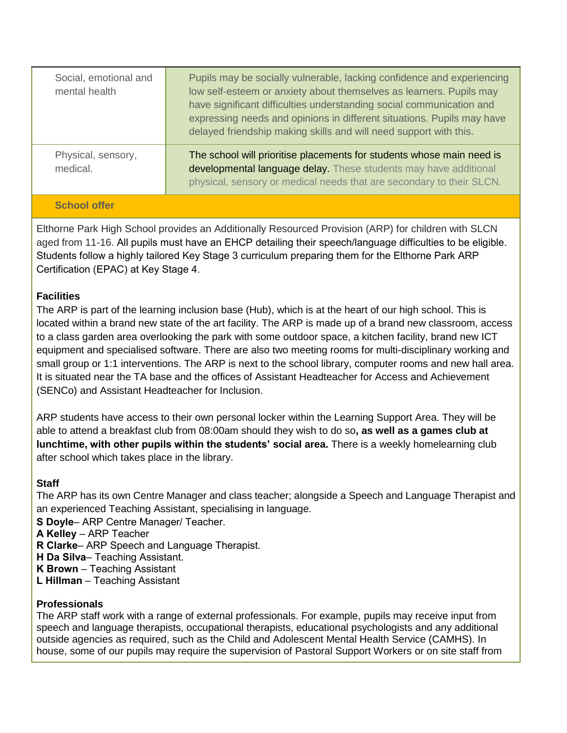| | |
|---|---|
| Social, emotional and mental health | Pupils may be socially vulnerable, lacking confidence and experiencing low self-esteem or anxiety about themselves as learners. Pupils may have significant difficulties understanding social communication and expressing needs and opinions in different situations. Pupils may have delayed friendship making skills and will need support with this. |
| Physical, sensory, medical. | The school will prioritise placements for students whose main need is developmental language delay. These students may have additional physical, sensory or medical needs that are secondary to their SLCN. |

## School offer

Elthorne Park High School provides an Additionally Resourced Provision (ARP) for children with SLCN aged from 11-16. All pupils must have an EHCP detailing their speech/language difficulties to be eligible. Students follow a highly tailored Key Stage 3 curriculum preparing them for the Elthorne Park ARP Certification (EPAC) at Key Stage 4.

**Facilities**

The ARP is part of the learning inclusion base (Hub), which is at the heart of our high school. This is located within a brand new state of the art facility. The ARP is made up of a brand new classroom, access to a class garden area overlooking the park with some outdoor space, a kitchen facility, brand new ICT equipment and specialised software. There are also two meeting rooms for multi-disciplinary working and small group or 1:1 interventions. The ARP is next to the school library, computer rooms and new hall area. It is situated near the TA base and the offices of Assistant Headteacher for Access and Achievement (SENCo) and Assistant Headteacher for Inclusion.

ARP students have access to their own personal locker within the Learning Support Area. They will be able to attend a breakfast club from 08:00am should they wish to do so**, as well as a games club at lunchtime, with other pupils within the students' social area.** There is a weekly homelearning club after school which takes place in the library.

**Staff**

The ARP has its own Centre Manager and class teacher; alongside a Speech and Language Therapist and an experienced Teaching Assistant, specialising in language.

**S Doyle**– ARP Centre Manager/ Teacher.
**A Kelley** – ARP Teacher
**R Clarke**– ARP Speech and Language Therapist.
**H Da Silva**– Teaching Assistant.
**K Brown** – Teaching Assistant
**L Hillman** – Teaching Assistant

**Professionals**

The ARP staff work with a range of external professionals. For example, pupils may receive input from speech and language therapists, occupational therapists, educational psychologists and any additional outside agencies as required, such as the Child and Adolescent Mental Health Service (CAMHS). In house, some of our pupils may require the supervision of Pastoral Support Workers or on site staff from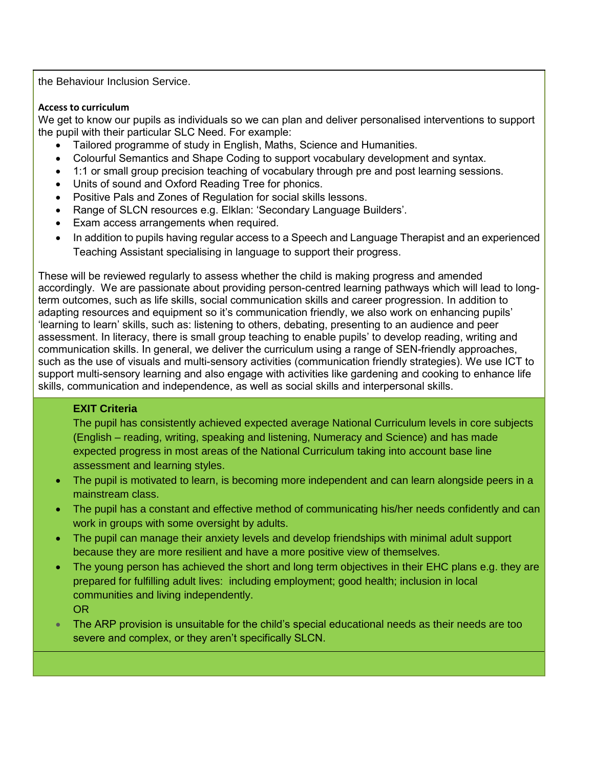the Behaviour Inclusion Service.

**Access to curriculum**

We get to know our pupils as individuals so we can plan and deliver personalised interventions to support the pupil with their particular SLC Need. For example:

- Tailored programme of study in English, Maths, Science and Humanities.
- Colourful Semantics and Shape Coding to support vocabulary development and syntax.
- 1:1 or small group precision teaching of vocabulary through pre and post learning sessions.
- Units of sound and Oxford Reading Tree for phonics.
- Positive Pals and Zones of Regulation for social skills lessons.
- Range of SLCN resources e.g. Elklan: 'Secondary Language Builders'.
- Exam access arrangements when required.
- In addition to pupils having regular access to a Speech and Language Therapist and an experienced Teaching Assistant specialising in language to support their progress.

These will be reviewed regularly to assess whether the child is making progress and amended accordingly. We are passionate about providing person-centred learning pathways which will lead to long-term outcomes, such as life skills, social communication skills and career progression. In addition to adapting resources and equipment so it's communication friendly, we also work on enhancing pupils' 'learning to learn' skills, such as: listening to others, debating, presenting to an audience and peer assessment. In literacy, there is small group teaching to enable pupils' to develop reading, writing and communication skills. In general, we deliver the curriculum using a range of SEN-friendly approaches, such as the use of visuals and multi-sensory activities (communication friendly strategies). We use ICT to support multi-sensory learning and also engage with activities like gardening and cooking to enhance life skills, communication and independence, as well as social skills and interpersonal skills.

**EXIT Criteria**

The pupil has consistently achieved expected average National Curriculum levels in core subjects (English – reading, writing, speaking and listening, Numeracy and Science) and has made expected progress in most areas of the National Curriculum taking into account base line assessment and learning styles.

- The pupil is motivated to learn, is becoming more independent and can learn alongside peers in a mainstream class.
- The pupil has a constant and effective method of communicating his/her needs confidently and can work in groups with some oversight by adults.
- The pupil can manage their anxiety levels and develop friendships with minimal adult support because they are more resilient and have a more positive view of themselves.
- The young person has achieved the short and long term objectives in their EHC plans e.g. they are prepared for fulfilling adult lives: including employment; good health; inclusion in local communities and living independently.

  OR

- The ARP provision is unsuitable for the child's special educational needs as their needs are too severe and complex, or they aren't specifically SLCN.